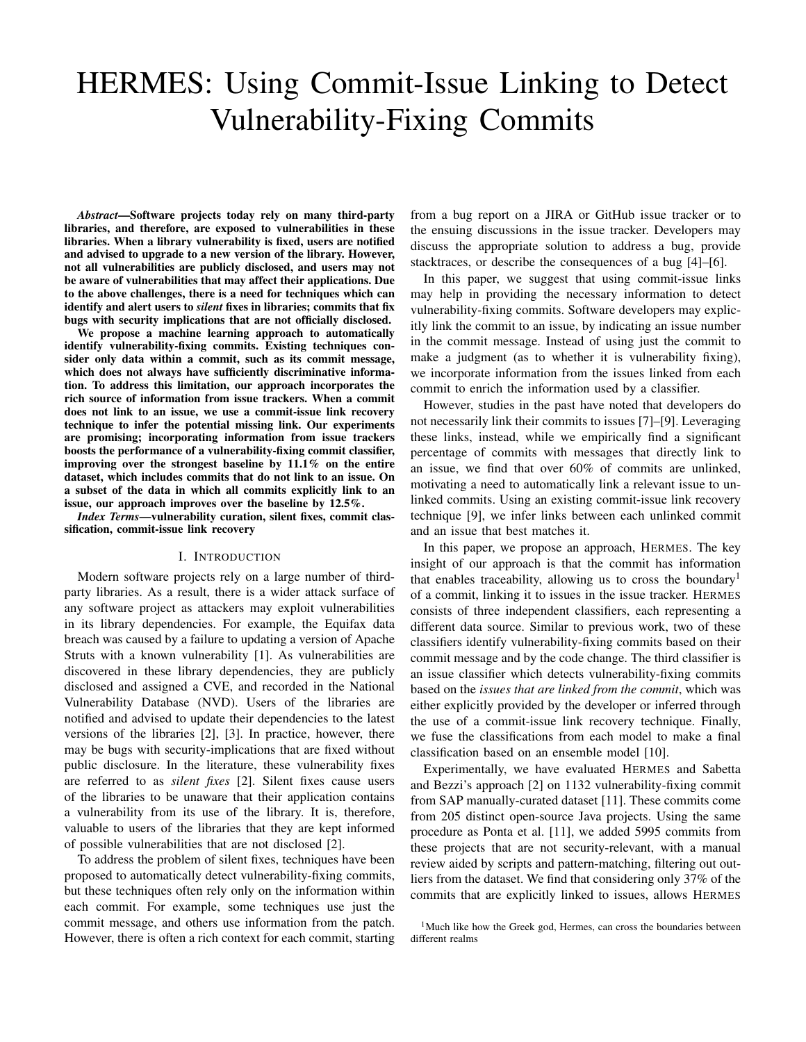# HERMES: Using Commit-Issue Linking to Detect Vulnerability-Fixing Commits

***Abstract*—Software projects today rely on many third-party libraries, and therefore, are exposed to vulnerabilities in these libraries. When a library vulnerability is fixed, users are notified and advised to upgrade to a new version of the library. However, not all vulnerabilities are publicly disclosed, and users may not be aware of vulnerabilities that may affect their applications. Due to the above challenges, there is a need for techniques which can identify and alert users to *silent* fixes in libraries; commits that fix bugs with security implications that are not officially disclosed.**

**We propose a machine learning approach to automatically identify vulnerability-fixing commits. Existing techniques consider only data within a commit, such as its commit message, which does not always have sufficiently discriminative information. To address this limitation, our approach incorporates the rich source of information from issue trackers. When a commit does not link to an issue, we use a commit-issue link recovery technique to infer the potential missing link. Our experiments are promising; incorporating information from issue trackers boosts the performance of a vulnerability-fixing commit classifier, improving over the strongest baseline by 11.1% on the entire dataset, which includes commits that do not link to an issue. On a subset of the data in which all commits explicitly link to an issue, our approach improves over the baseline by 12.5%.**

***Index Terms*—vulnerability curation, silent fixes, commit classification, commit-issue link recovery**

## I. Introduction

Modern software projects rely on a large number of third-party libraries. As a result, there is a wider attack surface of any software project as attackers may exploit vulnerabilities in its library dependencies. For example, the Equifax data breach was caused by a failure to updating a version of Apache Struts with a known vulnerability [1]. As vulnerabilities are discovered in these library dependencies, they are publicly disclosed and assigned a CVE, and recorded in the National Vulnerability Database (NVD). Users of the libraries are notified and advised to update their dependencies to the latest versions of the libraries [2], [3]. In practice, however, there may be bugs with security-implications that are fixed without public disclosure. In the literature, these vulnerability fixes are referred to as *silent fixes* [2]. Silent fixes cause users of the libraries to be unaware that their application contains a vulnerability from its use of the library. It is, therefore, valuable to users of the libraries that they are kept informed of possible vulnerabilities that are not disclosed [2].

To address the problem of silent fixes, techniques have been proposed to automatically detect vulnerability-fixing commits, but these techniques often rely only on the information within each commit. For example, some techniques use just the commit message, and others use information from the patch. However, there is often a rich context for each commit, starting from a bug report on a JIRA or GitHub issue tracker or to the ensuing discussions in the issue tracker. Developers may discuss the appropriate solution to address a bug, provide stacktraces, or describe the consequences of a bug [4]–[6].

In this paper, we suggest that using commit-issue links may help in providing the necessary information to detect vulnerability-fixing commits. Software developers may explicitly link the commit to an issue, by indicating an issue number in the commit message. Instead of using just the commit to make a judgment (as to whether it is vulnerability fixing), we incorporate information from the issues linked from each commit to enrich the information used by a classifier.

However, studies in the past have noted that developers do not necessarily link their commits to issues [7]–[9]. Leveraging these links, instead, while we empirically find a significant percentage of commits with messages that directly link to an issue, we find that over 60% of commits are unlinked, motivating a need to automatically link a relevant issue to unlinked commits. Using an existing commit-issue link recovery technique [9], we infer links between each unlinked commit and an issue that best matches it.

In this paper, we propose an approach, HERMES. The key insight of our approach is that the commit has information that enables traceability, allowing us to cross the boundary[1] of a commit, linking it to issues in the issue tracker. HERMES consists of three independent classifiers, each representing a different data source. Similar to previous work, two of these classifiers identify vulnerability-fixing commits based on their commit message and by the code change. The third classifier is an issue classifier which detects vulnerability-fixing commits based on the *issues that are linked from the commit*, which was either explicitly provided by the developer or inferred through the use of a commit-issue link recovery technique. Finally, we fuse the classifications from each model to make a final classification based on an ensemble model [10].

Experimentally, we have evaluated HERMES and Sabetta and Bezzi's approach [2] on 1132 vulnerability-fixing commit from SAP manually-curated dataset [11]. These commits come from 205 distinct open-source Java projects. Using the same procedure as Ponta et al. [11], we added 5995 commits from these projects that are not security-relevant, with a manual review aided by scripts and pattern-matching, filtering out outliers from the dataset. We find that considering only 37% of the commits that are explicitly linked to issues, allows HERMES

[1] Much like how the Greek god, Hermes, can cross the boundaries between different realms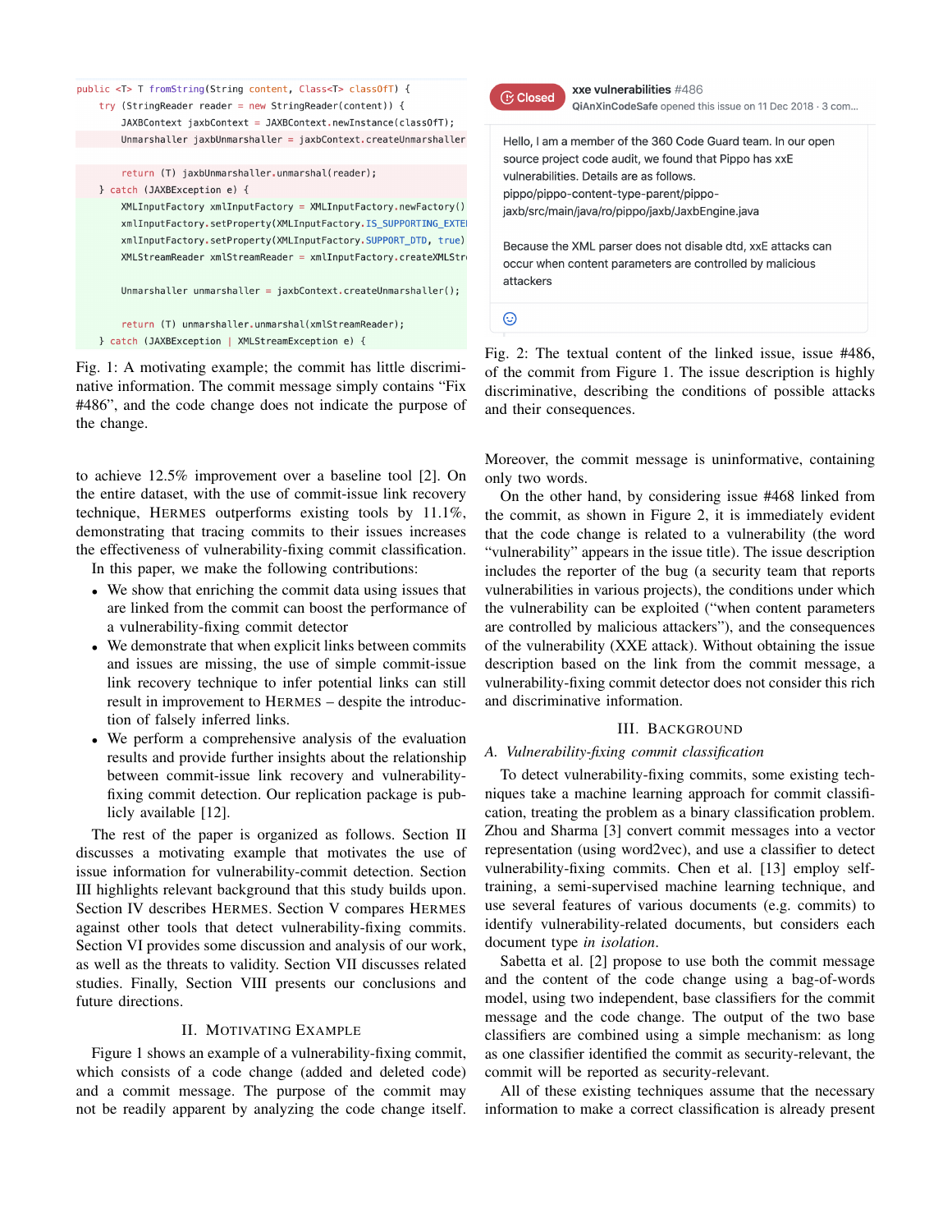```java
public <T> T fromString(String content, Class<T> classOfT) {
    try (StringReader reader = new StringReader(content)) {
        JAXBContext jaxbContext = JAXBContext.newInstance(classOfT);
        Unmarshaller jaxbUnmarshaller = jaxbContext.createUnmarshaller

        return (T) jaxbUnmarshaller.unmarshal(reader);
    } catch (JAXBException e) {
        XMLInputFactory xmlInputFactory = XMLInputFactory.newFactory()
        xmlInputFactory.setProperty(XMLInputFactory.IS_SUPPORTING_EXTE
        xmlInputFactory.setProperty(XMLInputFactory.SUPPORT_DTD, true)
        XMLStreamReader xmlStreamReader = xmlInputFactory.createXMLStr

        Unmarshaller unmarshaller = jaxbContext.createUnmarshaller();

        return (T) unmarshaller.unmarshal(xmlStreamReader);
    } catch (JAXBException | XMLStreamException e) {
```

Fig. 1: A motivating example; the commit has little discriminative information. The commit message simply contains "Fix #486", and the code change does not indicate the purpose of the change.

> **Closed** — **xxe vulnerabilities #486**
> QiAnXinCodeSafe opened this issue on 11 Dec 2018 · 3 com...
>
> Hello, I am a member of the 360 Code Guard team. In our open source project code audit, we found that Pippo has xxE vulnerabilities. Details are as follows.
> pippo/pippo-content-type-parent/pippo-jaxb/src/main/java/ro/pippo/jaxb/JaxbEngine.java
>
> Because the XML parser does not disable dtd, xxE attacks can occur when content parameters are controlled by malicious attackers

Fig. 2: The textual content of the linked issue, issue #486, of the commit from Figure 1. The issue description is highly discriminative, describing the conditions of possible attacks and their consequences.

to achieve 12.5% improvement over a baseline tool [2]. On the entire dataset, with the use of commit-issue link recovery technique, HERMES outperforms existing tools by 11.1%, demonstrating that tracing commits to their issues increases the effectiveness of vulnerability-fixing commit classification.

In this paper, we make the following contributions:

- We show that enriching the commit data using issues that are linked from the commit can boost the performance of a vulnerability-fixing commit detector
- We demonstrate that when explicit links between commits and issues are missing, the use of simple commit-issue link recovery technique to infer potential links can still result in improvement to HERMES – despite the introduction of falsely inferred links.
- We perform a comprehensive analysis of the evaluation results and provide further insights about the relationship between commit-issue link recovery and vulnerability-fixing commit detection. Our replication package is publicly available [12].

The rest of the paper is organized as follows. Section II discusses a motivating example that motivates the use of issue information for vulnerability-commit detection. Section III highlights relevant background that this study builds upon. Section IV describes HERMES. Section V compares HERMES against other tools that detect vulnerability-fixing commits. Section VI provides some discussion and analysis of our work, as well as the threats to validity. Section VII discusses related studies. Finally, Section VIII presents our conclusions and future directions.

## II. Motivating Example

Figure 1 shows an example of a vulnerability-fixing commit, which consists of a code change (added and deleted code) and a commit message. The purpose of the commit may not be readily apparent by analyzing the code change itself. Moreover, the commit message is uninformative, containing only two words.

On the other hand, by considering issue #468 linked from the commit, as shown in Figure 2, it is immediately evident that the code change is related to a vulnerability (the word "vulnerability" appears in the issue title). The issue description includes the reporter of the bug (a security team that reports vulnerabilities in various projects), the conditions under which the vulnerability can be exploited ("when content parameters are controlled by malicious attackers"), and the consequences of the vulnerability (XXE attack). Without obtaining the issue description based on the link from the commit message, a vulnerability-fixing commit detector does not consider this rich and discriminative information.

## III. Background

### A. *Vulnerability-fixing commit classification*

To detect vulnerability-fixing commits, some existing techniques take a machine learning approach for commit classification, treating the problem as a binary classification problem. Zhou and Sharma [3] convert commit messages into a vector representation (using word2vec), and use a classifier to detect vulnerability-fixing commits. Chen et al. [13] employ self-training, a semi-supervised machine learning technique, and use several features of various documents (e.g. commits) to identify vulnerability-related documents, but considers each document type *in isolation*.

Sabetta et al. [2] propose to use both the commit message and the content of the code change using a bag-of-words model, using two independent, base classifiers for the commit message and the code change. The output of the two base classifiers are combined using a simple mechanism: as long as one classifier identified the commit as security-relevant, the commit will be reported as security-relevant.

All of these existing techniques assume that the necessary information to make a correct classification is already present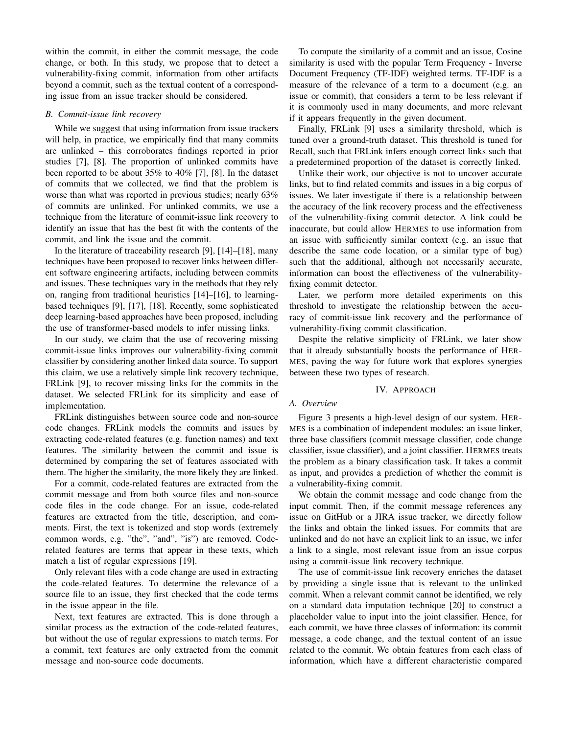within the commit, in either the commit message, the code change, or both. In this study, we propose that to detect a vulnerability-fixing commit, information from other artifacts beyond a commit, such as the textual content of a corresponding issue from an issue tracker should be considered.

### B. Commit-issue link recovery

While we suggest that using information from issue trackers will help, in practice, we empirically find that many commits are unlinked – this corroborates findings reported in prior studies [7], [8]. The proportion of unlinked commits have been reported to be about 35% to 40% [7], [8]. In the dataset of commits that we collected, we find that the problem is worse than what was reported in previous studies; nearly 63% of commits are unlinked. For unlinked commits, we use a technique from the literature of commit-issue link recovery to identify an issue that has the best fit with the contents of the commit, and link the issue and the commit.

In the literature of traceability research [9], [14]–[18], many techniques have been proposed to recover links between different software engineering artifacts, including between commits and issues. These techniques vary in the methods that they rely on, ranging from traditional heuristics [14]–[16], to learning-based techniques [9], [17], [18]. Recently, some sophisticated deep learning-based approaches have been proposed, including the use of transformer-based models to infer missing links.

In our study, we claim that the use of recovering missing commit-issue links improves our vulnerability-fixing commit classifier by considering another linked data source. To support this claim, we use a relatively simple link recovery technique, FRLink [9], to recover missing links for the commits in the dataset. We selected FRLink for its simplicity and ease of implementation.

FRLink distinguishes between source code and non-source code changes. FRLink models the commits and issues by extracting code-related features (e.g. function names) and text features. The similarity between the commit and issue is determined by comparing the set of features associated with them. The higher the similarity, the more likely they are linked.

For a commit, code-related features are extracted from the commit message and from both source files and non-source code files in the code change. For an issue, code-related features are extracted from the title, description, and comments. First, the text is tokenized and stop words (extremely common words, e.g. "the", "and", "is") are removed. Code-related features are terms that appear in these texts, which match a list of regular expressions [19].

Only relevant files with a code change are used in extracting the code-related features. To determine the relevance of a source file to an issue, they first checked that the code terms in the issue appear in the file.

Next, text features are extracted. This is done through a similar process as the extraction of the code-related features, but without the use of regular expressions to match terms. For a commit, text features are only extracted from the commit message and non-source code documents.

To compute the similarity of a commit and an issue, Cosine similarity is used with the popular Term Frequency - Inverse Document Frequency (TF-IDF) weighted terms. TF-IDF is a measure of the relevance of a term to a document (e.g. an issue or commit), that considers a term to be less relevant if it is commonly used in many documents, and more relevant if it appears frequently in the given document.

Finally, FRLink [9] uses a similarity threshold, which is tuned over a ground-truth dataset. This threshold is tuned for Recall, such that FRLink infers enough correct links such that a predetermined proportion of the dataset is correctly linked.

Unlike their work, our objective is not to uncover accurate links, but to find related commits and issues in a big corpus of issues. We later investigate if there is a relationship between the accuracy of the link recovery process and the effectiveness of the vulnerability-fixing commit detector. A link could be inaccurate, but could allow HERMES to use information from an issue with sufficiently similar context (e.g. an issue that describe the same code location, or a similar type of bug) such that the additional, although not necessarily accurate, information can boost the effectiveness of the vulnerability-fixing commit detector.

Later, we perform more detailed experiments on this threshold to investigate the relationship between the accuracy of commit-issue link recovery and the performance of vulnerability-fixing commit classification.

Despite the relative simplicity of FRLink, we later show that it already substantially boosts the performance of HERMES, paving the way for future work that explores synergies between these two types of research.

## IV. APPROACH

### A. Overview

Figure 3 presents a high-level design of our system. HERMES is a combination of independent modules: an issue linker, three base classifiers (commit message classifier, code change classifier, issue classifier), and a joint classifier. HERMES treats the problem as a binary classification task. It takes a commit as input, and provides a prediction of whether the commit is a vulnerability-fixing commit.

We obtain the commit message and code change from the input commit. Then, if the commit message references any issue on GitHub or a JIRA issue tracker, we directly follow the links and obtain the linked issues. For commits that are unlinked and do not have an explicit link to an issue, we infer a link to a single, most relevant issue from an issue corpus using a commit-issue link recovery technique.

The use of commit-issue link recovery enriches the dataset by providing a single issue that is relevant to the unlinked commit. When a relevant commit cannot be identified, we rely on a standard data imputation technique [20] to construct a placeholder value to input into the joint classifier. Hence, for each commit, we have three classes of information: its commit message, a code change, and the textual content of an issue related to the commit. We obtain features from each class of information, which have a different characteristic compared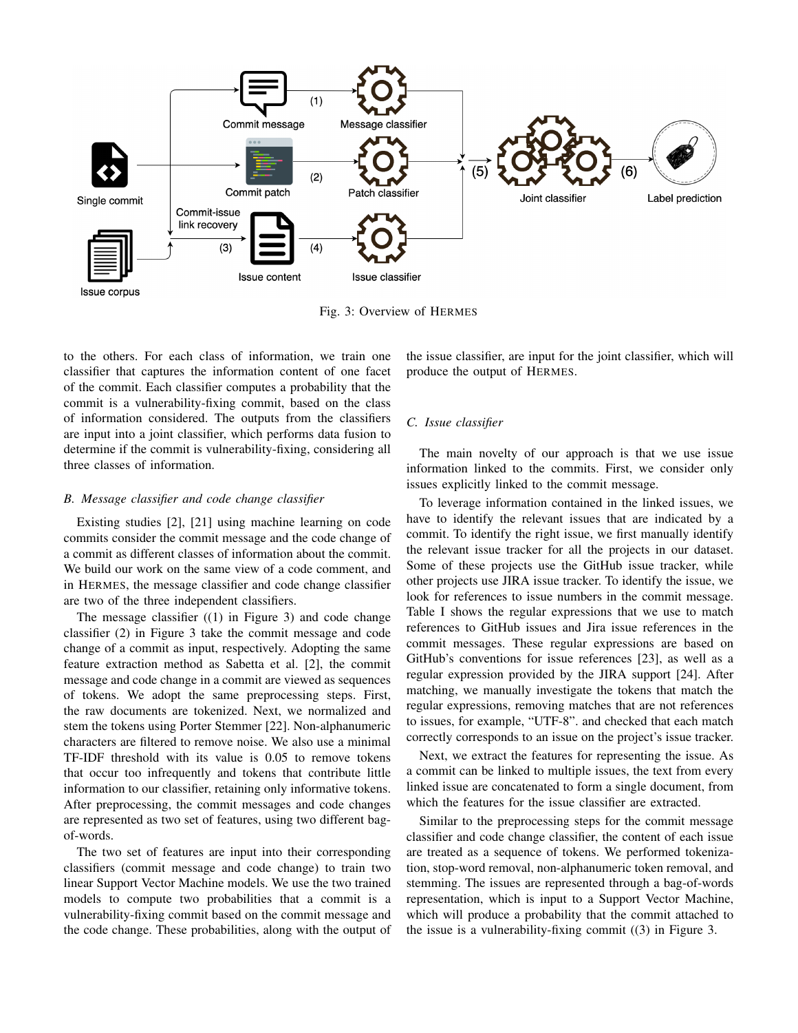Fig. 3: Overview of HERMES

to the others. For each class of information, we train one classifier that captures the information content of one facet of the commit. Each classifier computes a probability that the commit is a vulnerability-fixing commit, based on the class of information considered. The outputs from the classifiers are input into a joint classifier, which performs data fusion to determine if the commit is vulnerability-fixing, considering all three classes of information.

### *B. Message classifier and code change classifier*

Existing studies [2], [21] using machine learning on code commits consider the commit message and the code change of a commit as different classes of information about the commit. We build our work on the same view of a code comment, and in HERMES, the message classifier and code change classifier are two of the three independent classifiers.

The message classifier ((1) in Figure 3) and code change classifier (2) in Figure 3 take the commit message and code change of a commit as input, respectively. Adopting the same feature extraction method as Sabetta et al. [2], the commit message and code change in a commit are viewed as sequences of tokens. We adopt the same preprocessing steps. First, the raw documents are tokenized. Next, we normalized and stem the tokens using Porter Stemmer [22]. Non-alphanumeric characters are filtered to remove noise. We also use a minimal TF-IDF threshold with its value is 0.05 to remove tokens that occur too infrequently and tokens that contribute little information to our classifier, retaining only informative tokens. After preprocessing, the commit messages and code changes are represented as two set of features, using two different bag-of-words.

The two set of features are input into their corresponding classifiers (commit message and code change) to train two linear Support Vector Machine models. We use the two trained models to compute two probabilities that a commit is a vulnerability-fixing commit based on the commit message and the code change. These probabilities, along with the output of the issue classifier, are input for the joint classifier, which will produce the output of HERMES.

### *C. Issue classifier*

The main novelty of our approach is that we use issue information linked to the commits. First, we consider only issues explicitly linked to the commit message.

To leverage information contained in the linked issues, we have to identify the relevant issues that are indicated by a commit. To identify the right issue, we first manually identify the relevant issue tracker for all the projects in our dataset. Some of these projects use the GitHub issue tracker, while other projects use JIRA issue tracker. To identify the issue, we look for references to issue numbers in the commit message. Table I shows the regular expressions that we use to match references to GitHub issues and Jira issue references in the commit messages. These regular expressions are based on GitHub's conventions for issue references [23], as well as a regular expression provided by the JIRA support [24]. After matching, we manually investigate the tokens that match the regular expressions, removing matches that are not references to issues, for example, "UTF-8". and checked that each match correctly corresponds to an issue on the project's issue tracker.

Next, we extract the features for representing the issue. As a commit can be linked to multiple issues, the text from every linked issue are concatenated to form a single document, from which the features for the issue classifier are extracted.

Similar to the preprocessing steps for the commit message classifier and code change classifier, the content of each issue are treated as a sequence of tokens. We performed tokenization, stop-word removal, non-alphanumeric token removal, and stemming. The issues are represented through a bag-of-words representation, which is input to a Support Vector Machine, which will produce a probability that the commit attached to the issue is a vulnerability-fixing commit ((3) in Figure 3.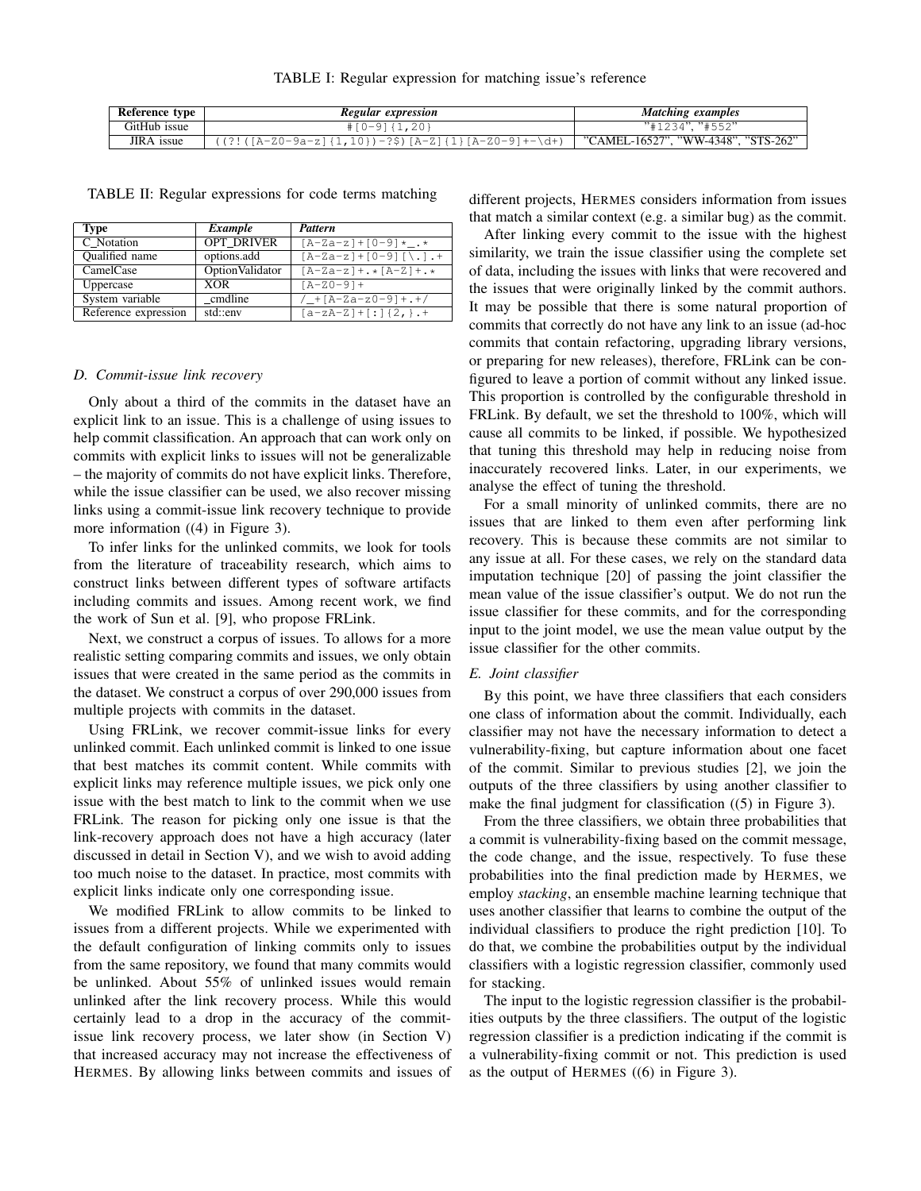TABLE I: Regular expression for matching issue's reference

| Reference type | *Regular expression* | *Matching examples* |
| --- | --- | --- |
| GitHub issue | `#[0-9]{1,20}` | "#1234", "#552" |
| JIRA issue | `((?!([A-Z0-9a-z]{1,10})-?$)[A-Z]{1}[A-Z0-9]+-\d+)` | "CAMEL-16527", "WW-4348", "STS-262" |

TABLE II: Regular expressions for code terms matching

| Type | *Example* | *Pattern* |
| --- | --- | --- |
| C_Notation | OPT_DRIVER | `[A-Za-z]+[0-9]*_.*` |
| Qualified name | options.add | `[A-Za-z]+[0-9][\.].+` |
| CamelCase | OptionValidator | `[A-Za-z]+.*[A-Z]+.*` |
| Uppercase | XOR | `[A-Z0-9]+` |
| System variable | _cmdline | `/_+[A-Za-z0-9]+.+/` |
| Reference expression | std::env | `[a-zA-Z]+[:]{2,}.+` |

### D. Commit-issue link recovery

Only about a third of the commits in the dataset have an explicit link to an issue. This is a challenge of using issues to help commit classification. An approach that can work only on commits with explicit links to issues will not be generalizable – the majority of commits do not have explicit links. Therefore, while the issue classifier can be used, we also recover missing links using a commit-issue link recovery technique to provide more information ((4) in Figure 3).

To infer links for the unlinked commits, we look for tools from the literature of traceability research, which aims to construct links between different types of software artifacts including commits and issues. Among recent work, we find the work of Sun et al. [9], who propose FRLink.

Next, we construct a corpus of issues. To allows for a more realistic setting comparing commits and issues, we only obtain issues that were created in the same period as the commits in the dataset. We construct a corpus of over 290,000 issues from multiple projects with commits in the dataset.

Using FRLink, we recover commit-issue links for every unlinked commit. Each unlinked commit is linked to one issue that best matches its commit content. While commits with explicit links may reference multiple issues, we pick only one issue with the best match to link to the commit when we use FRLink. The reason for picking only one issue is that the link-recovery approach does not have a high accuracy (later discussed in detail in Section V), and we wish to avoid adding too much noise to the dataset. In practice, most commits with explicit links indicate only one corresponding issue.

We modified FRLink to allow commits to be linked to issues from a different projects. While we experimented with the default configuration of linking commits only to issues from the same repository, we found that many commits would be unlinked. About 55% of unlinked issues would remain unlinked after the link recovery process. While this would certainly lead to a drop in the accuracy of the commit-issue link recovery process, we later show (in Section V) that increased accuracy may not increase the effectiveness of HERMES. By allowing links between commits and issues of different projects, HERMES considers information from issues that match a similar context (e.g. a similar bug) as the commit.

After linking every commit to the issue with the highest similarity, we train the issue classifier using the complete set of data, including the issues with links that were recovered and the issues that were originally linked by the commit authors. It may be possible that there is some natural proportion of commits that correctly do not have any link to an issue (ad-hoc commits that contain refactoring, upgrading library versions, or preparing for new releases), therefore, FRLink can be configured to leave a portion of commit without any linked issue. This proportion is controlled by the configurable threshold in FRLink. By default, we set the threshold to 100%, which will cause all commits to be linked, if possible. We hypothesized that tuning this threshold may help in reducing noise from inaccurately recovered links. Later, in our experiments, we analyse the effect of tuning the threshold.

For a small minority of unlinked commits, there are no issues that are linked to them even after performing link recovery. This is because these commits are not similar to any issue at all. For these cases, we rely on the standard data imputation technique [20] of passing the joint classifier the mean value of the issue classifier's output. We do not run the issue classifier for these commits, and for the corresponding input to the joint model, we use the mean value output by the issue classifier for the other commits.

### E. Joint classifier

By this point, we have three classifiers that each considers one class of information about the commit. Individually, each classifier may not have the necessary information to detect a vulnerability-fixing, but capture information about one facet of the commit. Similar to previous studies [2], we join the outputs of the three classifiers by using another classifier to make the final judgment for classification ((5) in Figure 3).

From the three classifiers, we obtain three probabilities that a commit is vulnerability-fixing based on the commit message, the code change, and the issue, respectively. To fuse these probabilities into the final prediction made by HERMES, we employ *stacking*, an ensemble machine learning technique that uses another classifier that learns to combine the output of the individual classifiers to produce the right prediction [10]. To do that, we combine the probabilities output by the individual classifiers with a logistic regression classifier, commonly used for stacking.

The input to the logistic regression classifier is the probabilities outputs by the three classifiers. The output of the logistic regression classifier is a prediction indicating if the commit is a vulnerability-fixing commit or not. This prediction is used as the output of HERMES ((6) in Figure 3).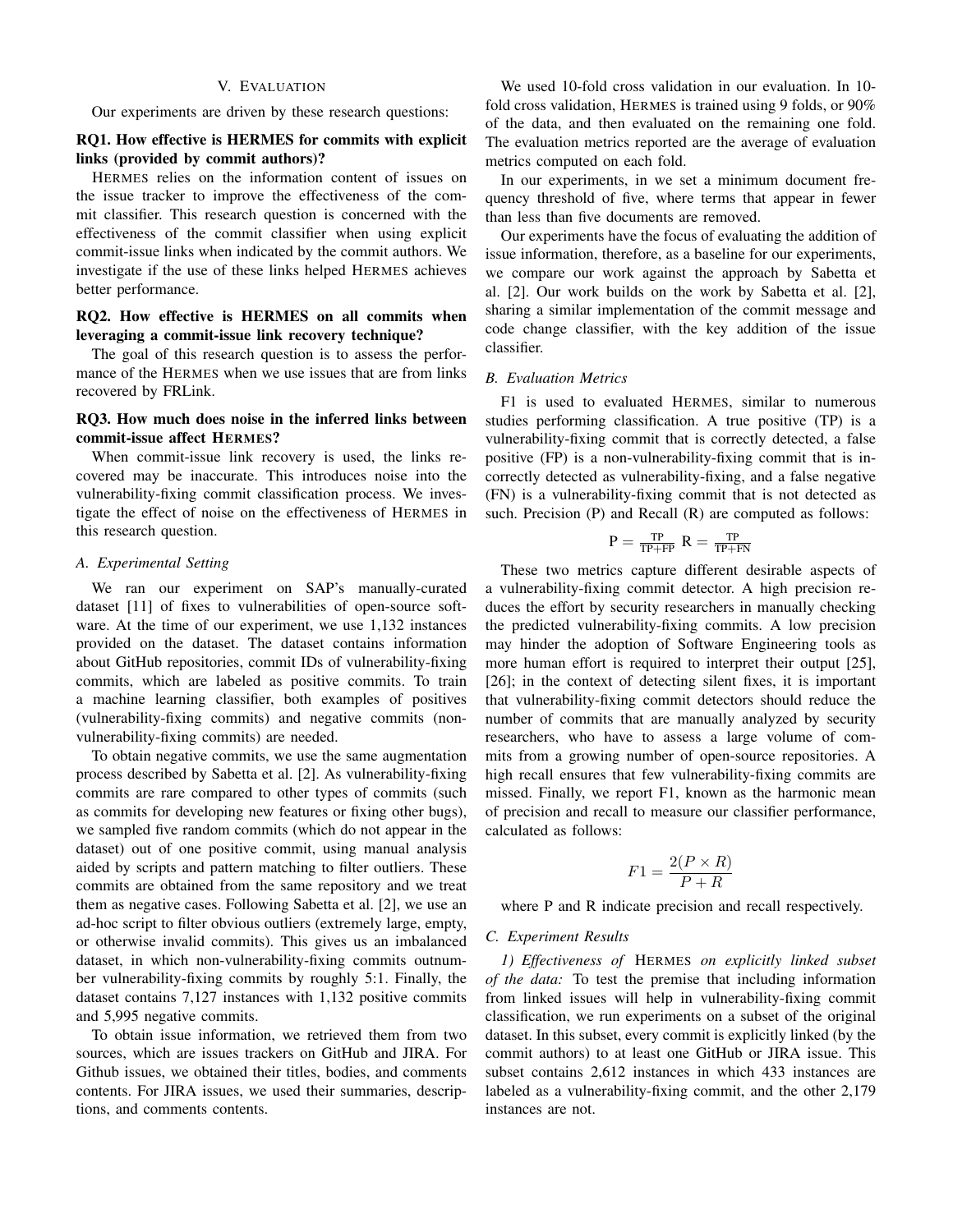## V. Evaluation

Our experiments are driven by these research questions:

**RQ1. How effective is HERMES for commits with explicit links (provided by commit authors)?**

HERMES relies on the information content of issues on the issue tracker to improve the effectiveness of the commit classifier. This research question is concerned with the effectiveness of the commit classifier when using explicit commit-issue links when indicated by the commit authors. We investigate if the use of these links helped HERMES achieves better performance.

**RQ2. How effective is HERMES on all commits when leveraging a commit-issue link recovery technique?**

The goal of this research question is to assess the performance of the HERMES when we use issues that are from links recovered by FRLink.

**RQ3. How much does noise in the inferred links between commit-issue affect HERMES?**

When commit-issue link recovery is used, the links recovered may be inaccurate. This introduces noise into the vulnerability-fixing commit classification process. We investigate the effect of noise on the effectiveness of HERMES in this research question.

### A. Experimental Setting

We ran our experiment on SAP's manually-curated dataset [11] of fixes to vulnerabilities of open-source software. At the time of our experiment, we use 1,132 instances provided on the dataset. The dataset contains information about GitHub repositories, commit IDs of vulnerability-fixing commits, which are labeled as positive commits. To train a machine learning classifier, both examples of positives (vulnerability-fixing commits) and negative commits (non-vulnerability-fixing commits) are needed.

To obtain negative commits, we use the same augmentation process described by Sabetta et al. [2]. As vulnerability-fixing commits are rare compared to other types of commits (such as commits for developing new features or fixing other bugs), we sampled five random commits (which do not appear in the dataset) out of one positive commit, using manual analysis aided by scripts and pattern matching to filter outliers. These commits are obtained from the same repository and we treat them as negative cases. Following Sabetta et al. [2], we use an ad-hoc script to filter obvious outliers (extremely large, empty, or otherwise invalid commits). This gives us an imbalanced dataset, in which non-vulnerability-fixing commits outnumber vulnerability-fixing commits by roughly 5:1. Finally, the dataset contains 7,127 instances with 1,132 positive commits and 5,995 negative commits.

To obtain issue information, we retrieved them from two sources, which are issues trackers on GitHub and JIRA. For Github issues, we obtained their titles, bodies, and comments contents. For JIRA issues, we used their summaries, descriptions, and comments contents.

We used 10-fold cross validation in our evaluation. In 10-fold cross validation, HERMES is trained using 9 folds, or 90% of the data, and then evaluated on the remaining one fold. The evaluation metrics reported are the average of evaluation metrics computed on each fold.

In our experiments, in we set a minimum document frequency threshold of five, where terms that appear in fewer than less than five documents are removed.

Our experiments have the focus of evaluating the addition of issue information, therefore, as a baseline for our experiments, we compare our work against the approach by Sabetta et al. [2]. Our work builds on the work by Sabetta et al. [2], sharing a similar implementation of the commit message and code change classifier, with the key addition of the issue classifier.

### B. Evaluation Metrics

F1 is used to evaluated HERMES, similar to numerous studies performing classification. A true positive (TP) is a vulnerability-fixing commit that is correctly detected, a false positive (FP) is a non-vulnerability-fixing commit that is incorrectly detected as vulnerability-fixing, and a false negative (FN) is a vulnerability-fixing commit that is not detected as such. Precision (P) and Recall (R) are computed as follows:

$$\mathrm{P} = \frac{\mathrm{TP}}{\mathrm{TP+FP}} \quad \mathrm{R} = \frac{\mathrm{TP}}{\mathrm{TP+FN}}$$

These two metrics capture different desirable aspects of a vulnerability-fixing commit detector. A high precision reduces the effort by security researchers in manually checking the predicted vulnerability-fixing commits. A low precision may hinder the adoption of Software Engineering tools as more human effort is required to interpret their output [25], [26]; in the context of detecting silent fixes, it is important that vulnerability-fixing commit detectors should reduce the number of commits that are manually analyzed by security researchers, who have to assess a large volume of commits from a growing number of open-source repositories. A high recall ensures that few vulnerability-fixing commits are missed. Finally, we report F1, known as the harmonic mean of precision and recall to measure our classifier performance, calculated as follows:

$$F1 = \frac{2(P \times R)}{P + R}$$

where P and R indicate precision and recall respectively.

### C. Experiment Results

*1) Effectiveness of* HERMES *on explicitly linked subset of the data:* To test the premise that including information from linked issues will help in vulnerability-fixing commit classification, we run experiments on a subset of the original dataset. In this subset, every commit is explicitly linked (by the commit authors) to at least one GitHub or JIRA issue. This subset contains 2,612 instances in which 433 instances are labeled as a vulnerability-fixing commit, and the other 2,179 instances are not.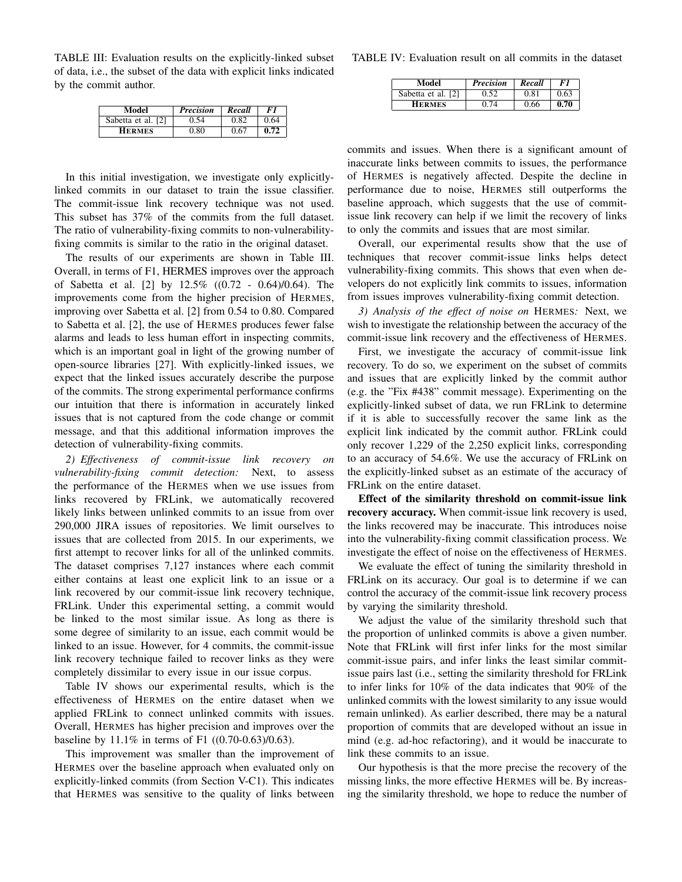TABLE III: Evaluation results on the explicitly-linked subset of data, i.e., the subset of the data with explicit links indicated by the commit author.

| Model | *Precision* | *Recall* | *F1* |
|---|---|---|---|
| Sabetta et al. [2] | 0.54 | 0.82 | 0.64 |
| **HERMES** | 0.80 | 0.67 | **0.72** |

In this initial investigation, we investigate only explicitly-linked commits in our dataset to train the issue classifier. The commit-issue link recovery technique was not used. This subset has 37% of the commits from the full dataset. The ratio of vulnerability-fixing commits to non-vulnerability-fixing commits is similar to the ratio in the original dataset.

The results of our experiments are shown in Table III. Overall, in terms of F1, HERMES improves over the approach of Sabetta et al. [2] by 12.5% ((0.72 - 0.64)/0.64). The improvements come from the higher precision of HERMES, improving over Sabetta et al. [2] from 0.54 to 0.80. Compared to Sabetta et al. [2], the use of HERMES produces fewer false alarms and leads to less human effort in inspecting commits, which is an important goal in light of the growing number of open-source libraries [27]. With explicitly-linked issues, we expect that the linked issues accurately describe the purpose of the commits. The strong experimental performance confirms our intuition that there is information in accurately linked issues that is not captured from the code change or commit message, and that this additional information improves the detection of vulnerability-fixing commits.

*2) Effectiveness of commit-issue link recovery on vulnerability-fixing commit detection:* Next, to assess the performance of the HERMES when we use issues from links recovered by FRLink, we automatically recovered likely links between unlinked commits to an issue from over 290,000 JIRA issues of repositories. We limit ourselves to issues that are collected from 2015. In our experiments, we first attempt to recover links for all of the unlinked commits. The dataset comprises 7,127 instances where each commit either contains at least one explicit link to an issue or a link recovered by our commit-issue link recovery technique, FRLink. Under this experimental setting, a commit would be linked to the most similar issue. As long as there is some degree of similarity to an issue, each commit would be linked to an issue. However, for 4 commits, the commit-issue link recovery technique failed to recover links as they were completely dissimilar to every issue in our issue corpus.

Table IV shows our experimental results, which is the effectiveness of HERMES on the entire dataset when we applied FRLink to connect unlinked commits with issues. Overall, HERMES has higher precision and improves over the baseline by 11.1% in terms of F1 ((0.70-0.63)/0.63).

This improvement was smaller than the improvement of HERMES over the baseline approach when evaluated only on explicitly-linked commits (from Section V-C1). This indicates that HERMES was sensitive to the quality of links between commits and issues. When there is a significant amount of inaccurate links between commits to issues, the performance of HERMES is negatively affected. Despite the decline in performance due to noise, HERMES still outperforms the baseline approach, which suggests that the use of commit-issue link recovery can help if we limit the recovery of links to only the commits and issues that are most similar.

TABLE IV: Evaluation result on all commits in the dataset

| Model | *Precision* | *Recall* | *F1* |
|---|---|---|---|
| Sabetta et al. [2] | 0.52 | 0.81 | 0.63 |
| **HERMES** | 0.74 | 0.66 | **0.70** |

Overall, our experimental results show that the use of techniques that recover commit-issue links helps detect vulnerability-fixing commits. This shows that even when developers do not explicitly link commits to issues, information from issues improves vulnerability-fixing commit detection.

*3) Analysis of the effect of noise on* HERMES*:* Next, we wish to investigate the relationship between the accuracy of the commit-issue link recovery and the effectiveness of HERMES.

First, we investigate the accuracy of commit-issue link recovery. To do so, we experiment on the subset of commits and issues that are explicitly linked by the commit author (e.g. the "Fix #438" commit message). Experimenting on the explicitly-linked subset of data, we run FRLink to determine if it is able to successfully recover the same link as the explicit link indicated by the commit author. FRLink could only recover 1,229 of the 2,250 explicit links, corresponding to an accuracy of 54.6%. We use the accuracy of FRLink on the explicitly-linked subset as an estimate of the accuracy of FRLink on the entire dataset.

**Effect of the similarity threshold on commit-issue link recovery accuracy.** When commit-issue link recovery is used, the links recovered may be inaccurate. This introduces noise into the vulnerability-fixing commit classification process. We investigate the effect of noise on the effectiveness of HERMES.

We evaluate the effect of tuning the similarity threshold in FRLink on its accuracy. Our goal is to determine if we can control the accuracy of the commit-issue link recovery process by varying the similarity threshold.

We adjust the value of the similarity threshold such that the proportion of unlinked commits is above a given number. Note that FRLink will first infer links for the most similar commit-issue pairs, and infer links the least similar commit-issue pairs last (i.e., setting the similarity threshold for FRLink to infer links for 10% of the data indicates that 90% of the unlinked commits with the lowest similarity to any issue would remain unlinked). As earlier described, there may be a natural proportion of commits that are developed without an issue in mind (e.g. ad-hoc refactoring), and it would be inaccurate to link these commits to an issue.

Our hypothesis is that the more precise the recovery of the missing links, the more effective HERMES will be. By increasing the similarity threshold, we hope to reduce the number of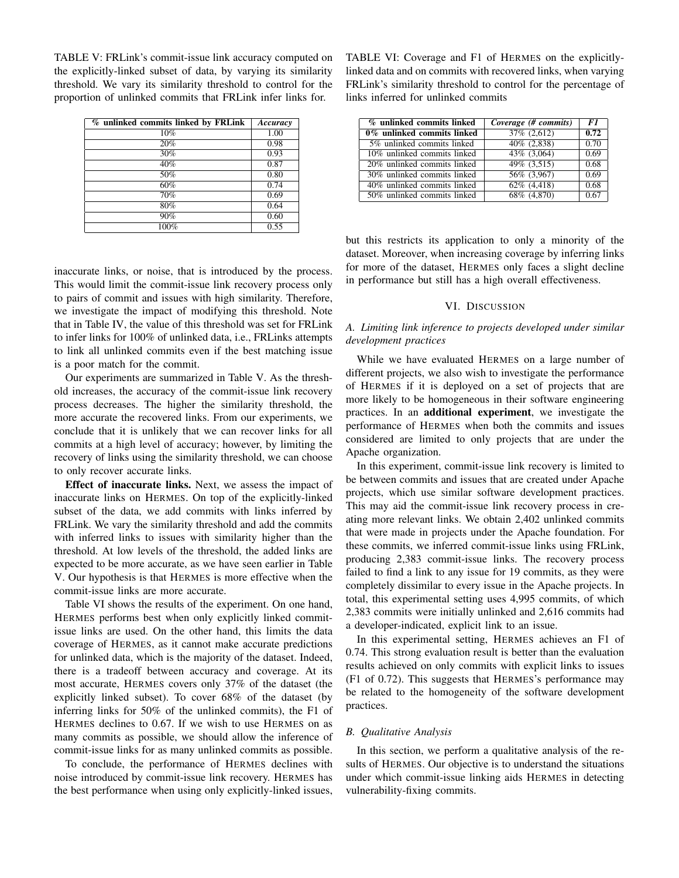TABLE V: FRLink's commit-issue link accuracy computed on the explicitly-linked subset of data, by varying its similarity threshold. We vary its similarity threshold to control for the proportion of unlinked commits that FRLink infer links for.

| % unlinked commits linked by FRLink | *Accuracy* |
|---|---|
| 10% | 1.00 |
| 20% | 0.98 |
| 30% | 0.93 |
| 40% | 0.87 |
| 50% | 0.80 |
| 60% | 0.74 |
| 70% | 0.69 |
| 80% | 0.64 |
| 90% | 0.60 |
| 100% | 0.55 |

inaccurate links, or noise, that is introduced by the process. This would limit the commit-issue link recovery process only to pairs of commit and issues with high similarity. Therefore, we investigate the impact of modifying this threshold. Note that in Table IV, the value of this threshold was set for FRLink to infer links for 100% of unlinked data, i.e., FRLinks attempts to link all unlinked commits even if the best matching issue is a poor match for the commit.

Our experiments are summarized in Table V. As the threshold increases, the accuracy of the commit-issue link recovery process decreases. The higher the similarity threshold, the more accurate the recovered links. From our experiments, we conclude that it is unlikely that we can recover links for all commits at a high level of accuracy; however, by limiting the recovery of links using the similarity threshold, we can choose to only recover accurate links.

**Effect of inaccurate links.** Next, we assess the impact of inaccurate links on HERMES. On top of the explicitly-linked subset of the data, we add commits with links inferred by FRLink. We vary the similarity threshold and add the commits with inferred links to issues with similarity higher than the threshold. At low levels of the threshold, the added links are expected to be more accurate, as we have seen earlier in Table V. Our hypothesis is that HERMES is more effective when the commit-issue links are more accurate.

Table VI shows the results of the experiment. On one hand, HERMES performs best when only explicitly linked commit-issue links are used. On the other hand, this limits the data coverage of HERMES, as it cannot make accurate predictions for unlinked data, which is the majority of the dataset. Indeed, there is a tradeoff between accuracy and coverage. At its most accurate, HERMES covers only 37% of the dataset (the explicitly linked subset). To cover 68% of the dataset (by inferring links for 50% of the unlinked commits), the F1 of HERMES declines to 0.67. If we wish to use HERMES on as many commits as possible, we should allow the inference of commit-issue links for as many unlinked commits as possible.

To conclude, the performance of HERMES declines with noise introduced by commit-issue link recovery. HERMES has the best performance when using only explicitly-linked issues,

TABLE VI: Coverage and F1 of HERMES on the explicitly-linked data and on commits with recovered links, when varying FRLink's similarity threshold to control for the percentage of links inferred for unlinked commits

| % unlinked commits linked | *Coverage (# commits)* | *F1* |
|---|---|---|
| **0% unlinked commits linked** | 37% (2,612) | **0.72** |
| 5% unlinked commits linked | 40% (2,838) | 0.70 |
| 10% unlinked commits linked | 43% (3,064) | 0.69 |
| 20% unlinked commits linked | 49% (3,515) | 0.68 |
| 30% unlinked commits linked | 56% (3,967) | 0.69 |
| 40% unlinked commits linked | 62% (4,418) | 0.68 |
| 50% unlinked commits linked | 68% (4,870) | 0.67 |

but this restricts its application to only a minority of the dataset. Moreover, when increasing coverage by inferring links for more of the dataset, HERMES only faces a slight decline in performance but still has a high overall effectiveness.

## VI. DISCUSSION

### *A. Limiting link inference to projects developed under similar development practices*

While we have evaluated HERMES on a large number of different projects, we also wish to investigate the performance of HERMES if it is deployed on a set of projects that are more likely to be homogeneous in their software engineering practices. In an **additional experiment**, we investigate the performance of HERMES when both the commits and issues considered are limited to only projects that are under the Apache organization.

In this experiment, commit-issue link recovery is limited to be between commits and issues that are created under Apache projects, which use similar software development practices. This may aid the commit-issue link recovery process in creating more relevant links. We obtain 2,402 unlinked commits that were made in projects under the Apache foundation. For these commits, we inferred commit-issue links using FRLink, producing 2,383 commit-issue links. The recovery process failed to find a link to any issue for 19 commits, as they were completely dissimilar to every issue in the Apache projects. In total, this experimental setting uses 4,995 commits, of which 2,383 commits were initially unlinked and 2,616 commits had a developer-indicated, explicit link to an issue.

In this experimental setting, HERMES achieves an F1 of 0.74. This strong evaluation result is better than the evaluation results achieved on only commits with explicit links to issues (F1 of 0.72). This suggests that HERMES's performance may be related to the homogeneity of the software development practices.

### *B. Qualitative Analysis*

In this section, we perform a qualitative analysis of the results of HERMES. Our objective is to understand the situations under which commit-issue linking aids HERMES in detecting vulnerability-fixing commits.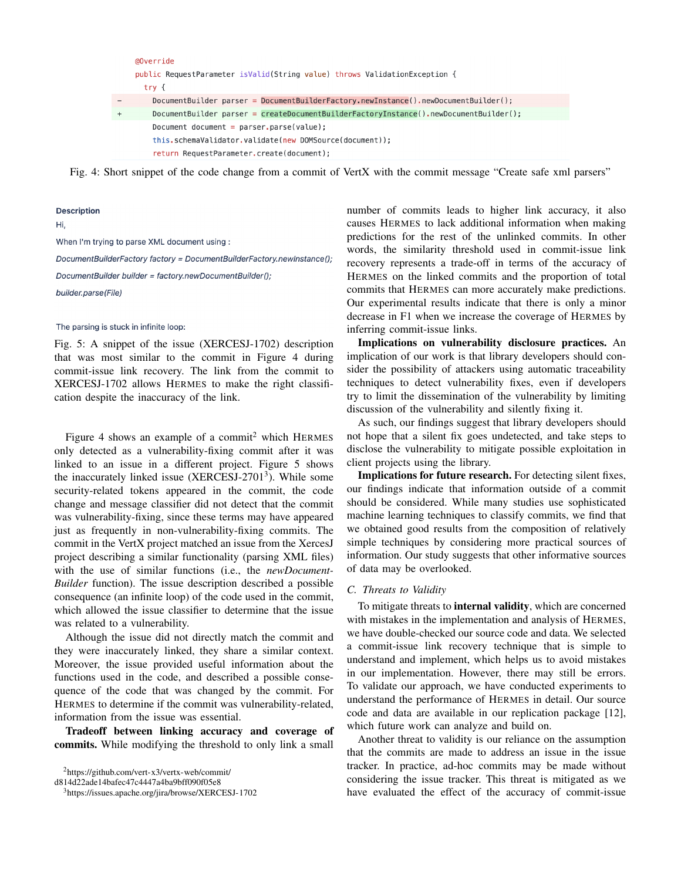```
@Override
public RequestParameter isValid(String value) throws ValidationException {
  try {
-     DocumentBuilder parser = DocumentBuilderFactory.newInstance().newDocumentBuilder();
+     DocumentBuilder parser = createDocumentBuilderFactoryInstance().newDocumentBuilder();
      Document document = parser.parse(value);
      this.schemaValidator.validate(new DOMSource(document));
      return RequestParameter.create(document);
```

Fig. 4: Short snippet of the code change from a commit of VertX with the commit message "Create safe xml parsers"

**Description**

Hi,

When I'm trying to parse XML document using :

*DocumentBuilderFactory factory = DocumentBuilderFactory.newInstance();*

*DocumentBuilder builder = factory.newDocumentBuilder();*

*builder.parse(File)*

The parsing is stuck in infinite loop:

Fig. 5: A snippet of the issue (XERCESJ-1702) description that was most similar to the commit in Figure 4 during commit-issue link recovery. The link from the commit to XERCESJ-1702 allows HERMES to make the right classification despite the inaccuracy of the link.

Figure 4 shows an example of a commit[2] which HERMES only detected as a vulnerability-fixing commit after it was linked to an issue in a different project. Figure 5 shows the inaccurately linked issue (XERCESJ-2701[3]). While some security-related tokens appeared in the commit, the code change and message classifier did not detect that the commit was vulnerability-fixing, since these terms may have appeared just as frequently in non-vulnerability-fixing commits. The commit in the VertX project matched an issue from the XercesJ project describing a similar functionality (parsing XML files) with the use of similar functions (i.e., the *newDocumentBuilder* function). The issue description described a possible consequence (an infinite loop) of the code used in the commit, which allowed the issue classifier to determine that the issue was related to a vulnerability.

Although the issue did not directly match the commit and they were inaccurately linked, they share a similar context. Moreover, the issue provided useful information about the functions used in the code, and described a possible consequence of the code that was changed by the commit. For HERMES to determine if the commit was vulnerability-related, information from the issue was essential.

**Tradeoff between linking accuracy and coverage of commits.** While modifying the threshold to only link a small number of commits leads to higher link accuracy, it also causes HERMES to lack additional information when making predictions for the rest of the unlinked commits. In other words, the similarity threshold used in commit-issue link recovery represents a trade-off in terms of the accuracy of HERMES on the linked commits and the proportion of total commits that HERMES can more accurately make predictions. Our experimental results indicate that there is only a minor decrease in F1 when we increase the coverage of HERMES by inferring commit-issue links.

**Implications on vulnerability disclosure practices.** An implication of our work is that library developers should consider the possibility of attackers using automatic traceability techniques to detect vulnerability fixes, even if developers try to limit the dissemination of the vulnerability by limiting discussion of the vulnerability and silently fixing it.

As such, our findings suggest that library developers should not hope that a silent fix goes undetected, and take steps to disclose the vulnerability to mitigate possible exploitation in client projects using the library.

**Implications for future research.** For detecting silent fixes, our findings indicate that information outside of a commit should be considered. While many studies use sophisticated machine learning techniques to classify commits, we find that we obtained good results from the composition of relatively simple techniques by considering more practical sources of information. Our study suggests that other informative sources of data may be overlooked.

### C. Threats to Validity

To mitigate threats to **internal validity**, which are concerned with mistakes in the implementation and analysis of HERMES, we have double-checked our source code and data. We selected a commit-issue link recovery technique that is simple to understand and implement, which helps us to avoid mistakes in our implementation. However, there may still be errors. To validate our approach, we have conducted experiments to understand the performance of HERMES in detail. Our source code and data are available in our replication package [12], which future work can analyze and build on.

Another threat to validity is our reliance on the assumption that the commits are made to address an issue in the issue tracker. In practice, ad-hoc commits may be made without considering the issue tracker. This threat is mitigated as we have evaluated the effect of the accuracy of commit-issue

[2] https://github.com/vert-x3/vertx-web/commit/d814d22ade14bafec47c4447a4ba9bff090f05e8

[3] https://issues.apache.org/jira/browse/XERCESJ-1702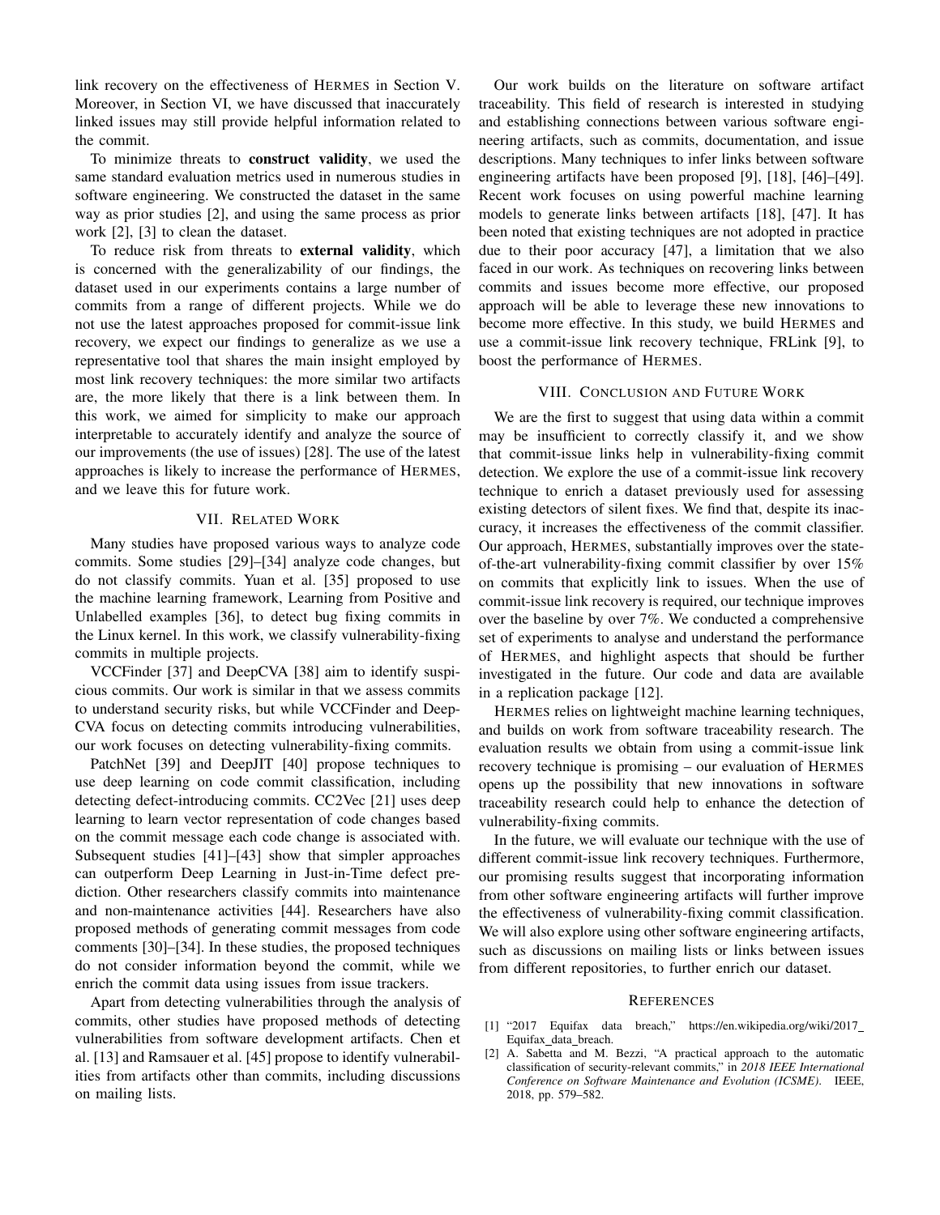link recovery on the effectiveness of HERMES in Section V. Moreover, in Section VI, we have discussed that inaccurately linked issues may still provide helpful information related to the commit.

To minimize threats to **construct validity**, we used the same standard evaluation metrics used in numerous studies in software engineering. We constructed the dataset in the same way as prior studies [2], and using the same process as prior work [2], [3] to clean the dataset.

To reduce risk from threats to **external validity**, which is concerned with the generalizability of our findings, the dataset used in our experiments contains a large number of commits from a range of different projects. While we do not use the latest approaches proposed for commit-issue link recovery, we expect our findings to generalize as we use a representative tool that shares the main insight employed by most link recovery techniques: the more similar two artifacts are, the more likely that there is a link between them. In this work, we aimed for simplicity to make our approach interpretable to accurately identify and analyze the source of our improvements (the use of issues) [28]. The use of the latest approaches is likely to increase the performance of HERMES, and we leave this for future work.

## VII. Related Work

Many studies have proposed various ways to analyze code commits. Some studies [29]–[34] analyze code changes, but do not classify commits. Yuan et al. [35] proposed to use the machine learning framework, Learning from Positive and Unlabelled examples [36], to detect bug fixing commits in the Linux kernel. In this work, we classify vulnerability-fixing commits in multiple projects.

VCCFinder [37] and DeepCVA [38] aim to identify suspicious commits. Our work is similar in that we assess commits to understand security risks, but while VCCFinder and DeepCVA focus on detecting commits introducing vulnerabilities, our work focuses on detecting vulnerability-fixing commits.

PatchNet [39] and DeepJIT [40] propose techniques to use deep learning on code commit classification, including detecting defect-introducing commits. CC2Vec [21] uses deep learning to learn vector representation of code changes based on the commit message each code change is associated with. Subsequent studies [41]–[43] show that simpler approaches can outperform Deep Learning in Just-in-Time defect prediction. Other researchers classify commits into maintenance and non-maintenance activities [44]. Researchers have also proposed methods of generating commit messages from code comments [30]–[34]. In these studies, the proposed techniques do not consider information beyond the commit, while we enrich the commit data using issues from issue trackers.

Apart from detecting vulnerabilities through the analysis of commits, other studies have proposed methods of detecting vulnerabilities from software development artifacts. Chen et al. [13] and Ramsauer et al. [45] propose to identify vulnerabilities from artifacts other than commits, including discussions on mailing lists.

Our work builds on the literature on software artifact traceability. This field of research is interested in studying and establishing connections between various software engineering artifacts, such as commits, documentation, and issue descriptions. Many techniques to infer links between software engineering artifacts have been proposed [9], [18], [46]–[49]. Recent work focuses on using powerful machine learning models to generate links between artifacts [18], [47]. It has been noted that existing techniques are not adopted in practice due to their poor accuracy [47], a limitation that we also faced in our work. As techniques on recovering links between commits and issues become more effective, our proposed approach will be able to leverage these new innovations to become more effective. In this study, we build HERMES and use a commit-issue link recovery technique, FRLink [9], to boost the performance of HERMES.

## VIII. Conclusion and Future Work

We are the first to suggest that using data within a commit may be insufficient to correctly classify it, and we show that commit-issue links help in vulnerability-fixing commit detection. We explore the use of a commit-issue link recovery technique to enrich a dataset previously used for assessing existing detectors of silent fixes. We find that, despite its inaccuracy, it increases the effectiveness of the commit classifier. Our approach, HERMES, substantially improves over the state-of-the-art vulnerability-fixing commit classifier by over 15% on commits that explicitly link to issues. When the use of commit-issue link recovery is required, our technique improves over the baseline by over 7%. We conducted a comprehensive set of experiments to analyse and understand the performance of HERMES, and highlight aspects that should be further investigated in the future. Our code and data are available in a replication package [12].

HERMES relies on lightweight machine learning techniques, and builds on work from software traceability research. The evaluation results we obtain from using a commit-issue link recovery technique is promising – our evaluation of HERMES opens up the possibility that new innovations in software traceability research could help to enhance the detection of vulnerability-fixing commits.

In the future, we will evaluate our technique with the use of different commit-issue link recovery techniques. Furthermore, our promising results suggest that incorporating information from other software engineering artifacts will further improve the effectiveness of vulnerability-fixing commit classification. We will also explore using other software engineering artifacts, such as discussions on mailing lists or links between issues from different repositories, to further enrich our dataset.

## References

[1] "2017 Equifax data breach," https://en.wikipedia.org/wiki/2017_Equifax_data_breach.

[2] A. Sabetta and M. Bezzi, "A practical approach to the automatic classification of security-relevant commits," in *2018 IEEE International Conference on Software Maintenance and Evolution (ICSME)*. IEEE, 2018, pp. 579–582.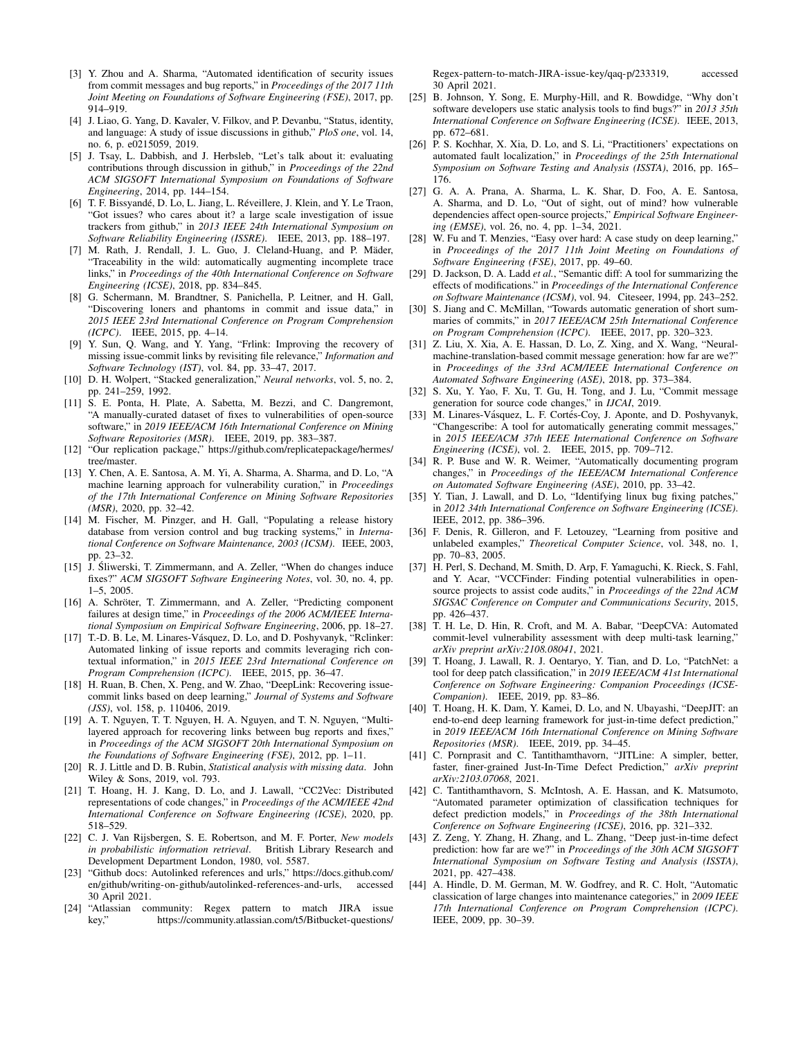[3] Y. Zhou and A. Sharma, "Automated identification of security issues from commit messages and bug reports," in *Proceedings of the 2017 11th Joint Meeting on Foundations of Software Engineering (FSE)*, 2017, pp. 914–919.

[4] J. Liao, G. Yang, D. Kavaler, V. Filkov, and P. Devanbu, "Status, identity, and language: A study of issue discussions in github," *PloS one*, vol. 14, no. 6, p. e0215059, 2019.

[5] J. Tsay, L. Dabbish, and J. Herbsleb, "Let's talk about it: evaluating contributions through discussion in github," in *Proceedings of the 22nd ACM SIGSOFT International Symposium on Foundations of Software Engineering*, 2014, pp. 144–154.

[6] T. F. Bissyandé, D. Lo, L. Jiang, L. Réveillere, J. Klein, and Y. Le Traon, "Got issues? who cares about it? a large scale investigation of issue trackers from github," in *2013 IEEE 24th International Symposium on Software Reliability Engineering (ISSRE)*. IEEE, 2013, pp. 188–197.

[7] M. Rath, J. Rendall, J. L. Guo, J. Cleland-Huang, and P. Mäder, "Traceability in the wild: automatically augmenting incomplete trace links," in *Proceedings of the 40th International Conference on Software Engineering (ICSE)*, 2018, pp. 834–845.

[8] G. Schermann, M. Brandtner, S. Panichella, P. Leitner, and H. Gall, "Discovering loners and phantoms in commit and issue data," in *2015 IEEE 23rd International Conference on Program Comprehension (ICPC)*. IEEE, 2015, pp. 4–14.

[9] Y. Sun, Q. Wang, and Y. Yang, "Frlink: Improving the recovery of missing issue-commit links by revisiting file relevance," *Information and Software Technology (IST)*, vol. 84, pp. 33–47, 2017.

[10] D. H. Wolpert, "Stacked generalization," *Neural networks*, vol. 5, no. 2, pp. 241–259, 1992.

[11] S. E. Ponta, H. Plate, A. Sabetta, M. Bezzi, and C. Dangremont, "A manually-curated dataset of fixes to vulnerabilities of open-source software," in *2019 IEEE/ACM 16th International Conference on Mining Software Repositories (MSR)*. IEEE, 2019, pp. 383–387.

[12] "Our replication package," https://github.com/replicatepackage/hermes/tree/master.

[13] Y. Chen, A. E. Santosa, A. M. Yi, A. Sharma, A. Sharma, and D. Lo, "A machine learning approach for vulnerability curation," in *Proceedings of the 17th International Conference on Mining Software Repositories (MSR)*, 2020, pp. 32–42.

[14] M. Fischer, M. Pinzger, and H. Gall, "Populating a release history database from version control and bug tracking systems," in *International Conference on Software Maintenance, 2003 (ICSM)*. IEEE, 2003, pp. 23–32.

[15] J. Śliwerski, T. Zimmermann, and A. Zeller, "When do changes induce fixes?" *ACM SIGSOFT Software Engineering Notes*, vol. 30, no. 4, pp. 1–5, 2005.

[16] A. Schröter, T. Zimmermann, and A. Zeller, "Predicting component failures at design time," in *Proceedings of the 2006 ACM/IEEE International Symposium on Empirical Software Engineering*, 2006, pp. 18–27.

[17] T.-D. B. Le, M. Linares-Vásquez, D. Lo, and D. Poshyvanyk, "Rclinker: Automated linking of issue reports and commits leveraging rich contextual information," in *2015 IEEE 23rd International Conference on Program Comprehension (ICPC)*. IEEE, 2015, pp. 36–47.

[18] H. Ruan, B. Chen, X. Peng, and W. Zhao, "DeepLink: Recovering issue-commit links based on deep learning," *Journal of Systems and Software (JSS)*, vol. 158, p. 110406, 2019.

[19] A. T. Nguyen, T. T. Nguyen, H. A. Nguyen, and T. N. Nguyen, "Multi-layered approach for recovering links between bug reports and fixes," in *Proceedings of the ACM SIGSOFT 20th International Symposium on the Foundations of Software Engineering (FSE)*, 2012, pp. 1–11.

[20] R. J. Little and D. B. Rubin, *Statistical analysis with missing data*. John Wiley & Sons, 2019, vol. 793.

[21] T. Hoang, H. J. Kang, D. Lo, and J. Lawall, "CC2Vec: Distributed representations of code changes," in *Proceedings of the ACM/IEEE 42nd International Conference on Software Engineering (ICSE)*, 2020, pp. 518–529.

[22] C. J. Van Rijsbergen, S. E. Robertson, and M. F. Porter, *New models in probabilistic information retrieval*. British Library Research and Development Department London, 1980, vol. 5587.

[23] "Github docs: Autolinked references and urls," https://docs.github.com/en/github/writing-on-github/autolinked-references-and-urls, accessed 30 April 2021.

[24] "Atlassian community: Regex pattern to match JIRA issue key," https://community.atlassian.com/t5/Bitbucket-questions/Regex-pattern-to-match-JIRA-issue-key/qaq-p/233319, accessed 30 April 2021.

[25] B. Johnson, Y. Song, E. Murphy-Hill, and R. Bowdidge, "Why don't software developers use static analysis tools to find bugs?" in *2013 35th International Conference on Software Engineering (ICSE)*. IEEE, 2013, pp. 672–681.

[26] P. S. Kochhar, X. Xia, D. Lo, and S. Li, "Practitioners' expectations on automated fault localization," in *Proceedings of the 25th International Symposium on Software Testing and Analysis (ISSTA)*, 2016, pp. 165–176.

[27] G. A. A. Prana, A. Sharma, L. K. Shar, D. Foo, A. E. Santosa, A. Sharma, and D. Lo, "Out of sight, out of mind? how vulnerable dependencies affect open-source projects," *Empirical Software Engineering (EMSE)*, vol. 26, no. 4, pp. 1–34, 2021.

[28] W. Fu and T. Menzies, "Easy over hard: A case study on deep learning," in *Proceedings of the 2017 11th Joint Meeting on Foundations of Software Engineering (FSE)*, 2017, pp. 49–60.

[29] D. Jackson, D. A. Ladd *et al.*, "Semantic diff: A tool for summarizing the effects of modifications." in *Proceedings of the International Conference on Software Maintenance (ICSM)*, vol. 94. Citeseer, 1994, pp. 243–252.

[30] S. Jiang and C. McMillan, "Towards automatic generation of short summaries of commits," in *2017 IEEE/ACM 25th International Conference on Program Comprehension (ICPC)*. IEEE, 2017, pp. 320–323.

[31] Z. Liu, X. Xia, A. E. Hassan, D. Lo, Z. Xing, and X. Wang, "Neural-machine-translation-based commit message generation: how far are we?" in *Proceedings of the 33rd ACM/IEEE International Conference on Automated Software Engineering (ASE)*, 2018, pp. 373–384.

[32] S. Xu, Y. Yao, F. Xu, T. Gu, H. Tong, and J. Lu, "Commit message generation for source code changes," in *IJCAI*, 2019.

[33] M. Linares-Vásquez, L. F. Cortés-Coy, J. Aponte, and D. Poshyvanyk, "Changescribe: A tool for automatically generating commit messages," in *2015 IEEE/ACM 37th IEEE International Conference on Software Engineering (ICSE)*, vol. 2. IEEE, 2015, pp. 709–712.

[34] R. P. Buse and W. R. Weimer, "Automatically documenting program changes," in *Proceedings of the IEEE/ACM International Conference on Automated Software Engineering (ASE)*, 2010, pp. 33–42.

[35] Y. Tian, J. Lawall, and D. Lo, "Identifying linux bug fixing patches," in *2012 34th International Conference on Software Engineering (ICSE)*. IEEE, 2012, pp. 386–396.

[36] F. Denis, R. Gilleron, and F. Letouzey, "Learning from positive and unlabeled examples," *Theoretical Computer Science*, vol. 348, no. 1, pp. 70–83, 2005.

[37] H. Perl, S. Dechand, M. Smith, D. Arp, F. Yamaguchi, K. Rieck, S. Fahl, and Y. Acar, "VCCFinder: Finding potential vulnerabilities in open-source projects to assist code audits," in *Proceedings of the 22nd ACM SIGSAC Conference on Computer and Communications Security*, 2015, pp. 426–437.

[38] T. H. Le, D. Hin, R. Croft, and M. A. Babar, "DeepCVA: Automated commit-level vulnerability assessment with deep multi-task learning," *arXiv preprint arXiv:2108.08041*, 2021.

[39] T. Hoang, J. Lawall, R. J. Oentaryo, Y. Tian, and D. Lo, "PatchNet: a tool for deep patch classification," in *2019 IEEE/ACM 41st International Conference on Software Engineering: Companion Proceedings (ICSE-Companion)*. IEEE, 2019, pp. 83–86.

[40] T. Hoang, H. K. Dam, Y. Kamei, D. Lo, and N. Ubayashi, "DeepJIT: an end-to-end deep learning framework for just-in-time defect prediction," in *2019 IEEE/ACM 16th International Conference on Mining Software Repositories (MSR)*. IEEE, 2019, pp. 34–45.

[41] C. Pornprasit and C. Tantithamthavorn, "JITLine: A simpler, better, faster, finer-grained Just-In-Time Defect Prediction," *arXiv preprint arXiv:2103.07068*, 2021.

[42] C. Tantithamthavorn, S. McIntosh, A. E. Hassan, and K. Matsumoto, "Automated parameter optimization of classification techniques for defect prediction models," in *Proceedings of the 38th International Conference on Software Engineering (ICSE)*, 2016, pp. 321–332.

[43] Z. Zeng, Y. Zhang, H. Zhang, and L. Zhang, "Deep just-in-time defect prediction: how far are we?" in *Proceedings of the 30th ACM SIGSOFT International Symposium on Software Testing and Analysis (ISSTA)*, 2021, pp. 427–438.

[44] A. Hindle, D. M. German, M. W. Godfrey, and R. C. Holt, "Automatic classication of large changes into maintenance categories," in *2009 IEEE 17th International Conference on Program Comprehension (ICPC)*. IEEE, 2009, pp. 30–39.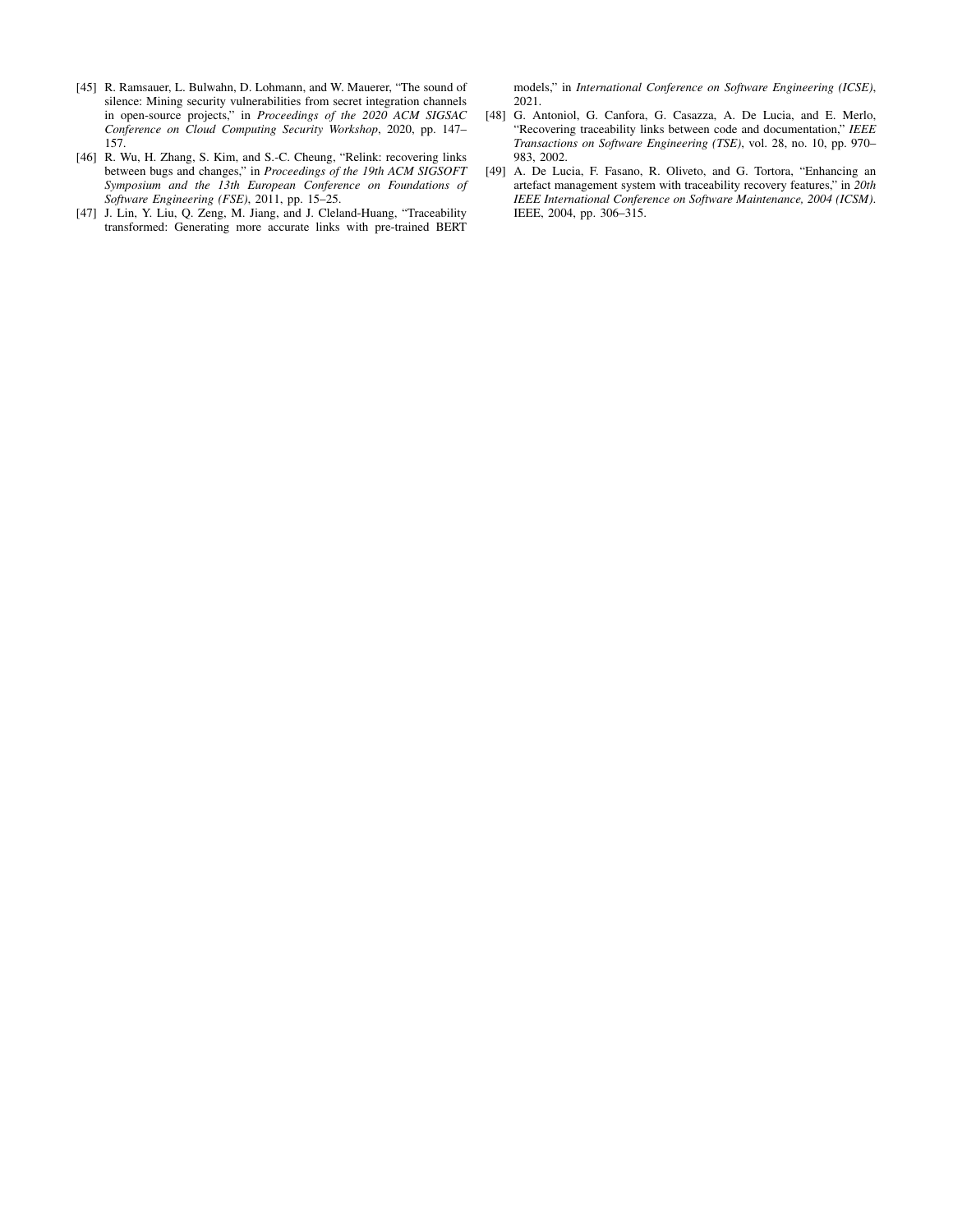[45] R. Ramsauer, L. Bulwahn, D. Lohmann, and W. Mauerer, "The sound of silence: Mining security vulnerabilities from secret integration channels in open-source projects," in *Proceedings of the 2020 ACM SIGSAC Conference on Cloud Computing Security Workshop*, 2020, pp. 147–157.

[46] R. Wu, H. Zhang, S. Kim, and S.-C. Cheung, "Relink: recovering links between bugs and changes," in *Proceedings of the 19th ACM SIGSOFT Symposium and the 13th European Conference on Foundations of Software Engineering (FSE)*, 2011, pp. 15–25.

[47] J. Lin, Y. Liu, Q. Zeng, M. Jiang, and J. Cleland-Huang, "Traceability transformed: Generating more accurate links with pre-trained BERT models," in *International Conference on Software Engineering (ICSE)*, 2021.

[48] G. Antoniol, G. Canfora, G. Casazza, A. De Lucia, and E. Merlo, "Recovering traceability links between code and documentation," *IEEE Transactions on Software Engineering (TSE)*, vol. 28, no. 10, pp. 970–983, 2002.

[49] A. De Lucia, F. Fasano, R. Oliveto, and G. Tortora, "Enhancing an artefact management system with traceability recovery features," in *20th IEEE International Conference on Software Maintenance, 2004 (ICSM)*. IEEE, 2004, pp. 306–315.